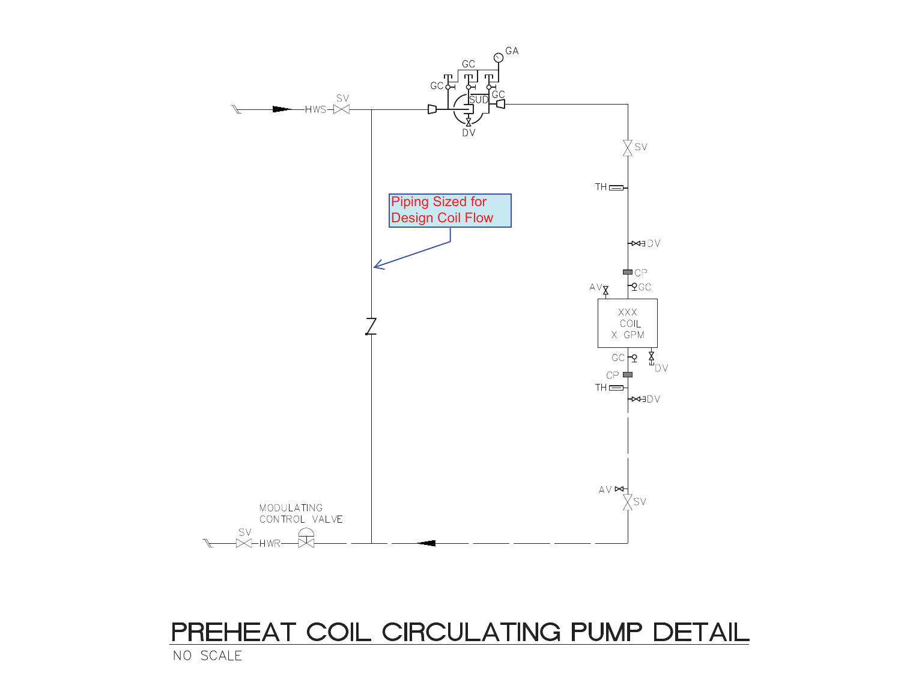GA

GC

GC

GC

SUD

SV

HWS

DV

SV

TH

Piping Sized for Design Coil Flow

DV

CP

AV

GC

XXX
COIL
X GPM

GC

DV

CP

TH

DV

AV

SV

MODULATING
CONTROL VALVE

SV

HWR

# PREHEAT COIL CIRCULATING PUMP DETAIL

NO SCALE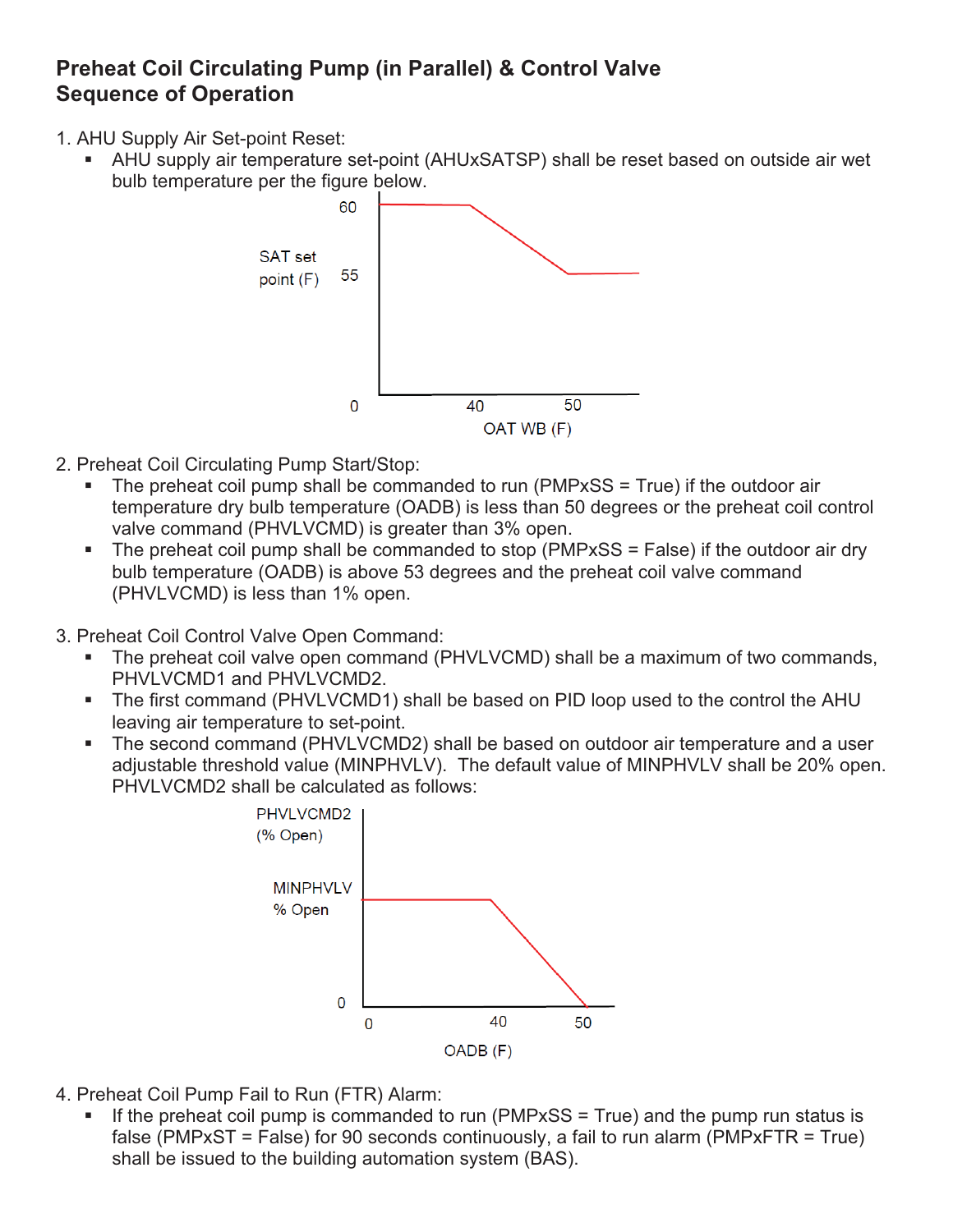## Preheat Coil Circulating Pump (in Parallel) & Control Valve Sequence of Operation

1. AHU Supply Air Set-point Reset:
   - AHU supply air temperature set-point (AHUxSATSP) shall be reset based on outside air wet bulb temperature per the figure below.

60

SAT set point (F)

55

0

40

50

OAT WB (F)

2. Preheat Coil Circulating Pump Start/Stop:
   - The preheat coil pump shall be commanded to run (PMPxSS = True) if the outdoor air temperature dry bulb temperature (OADB) is less than 50 degrees or the preheat coil control valve command (PHVLVCMD) is greater than 3% open.
   - The preheat coil pump shall be commanded to stop (PMPxSS = False) if the outdoor air dry bulb temperature (OADB) is above 53 degrees and the preheat coil valve command (PHVLVCMD) is less than 1% open.

3. Preheat Coil Control Valve Open Command:
   - The preheat coil valve open command (PHVLVCMD) shall be a maximum of two commands, PHVLVCMD1 and PHVLVCMD2.
   - The first command (PHVLVCMD1) shall be based on PID loop used to the control the AHU leaving air temperature to set-point.
   - The second command (PHVLVCMD2) shall be based on outdoor air temperature and a user adjustable threshold value (MINPHVLV). The default value of MINPHVLV shall be 20% open. PHVLVCMD2 shall be calculated as follows:

PHVLVCMD2 (% Open)

MINPHVLV % Open

0

0

40

50

OADB (F)

4. Preheat Coil Pump Fail to Run (FTR) Alarm:
   - If the preheat coil pump is commanded to run (PMPxSS = True) and the pump run status is false (PMPxST = False) for 90 seconds continuously, a fail to run alarm (PMPxFTR = True) shall be issued to the building automation system (BAS).